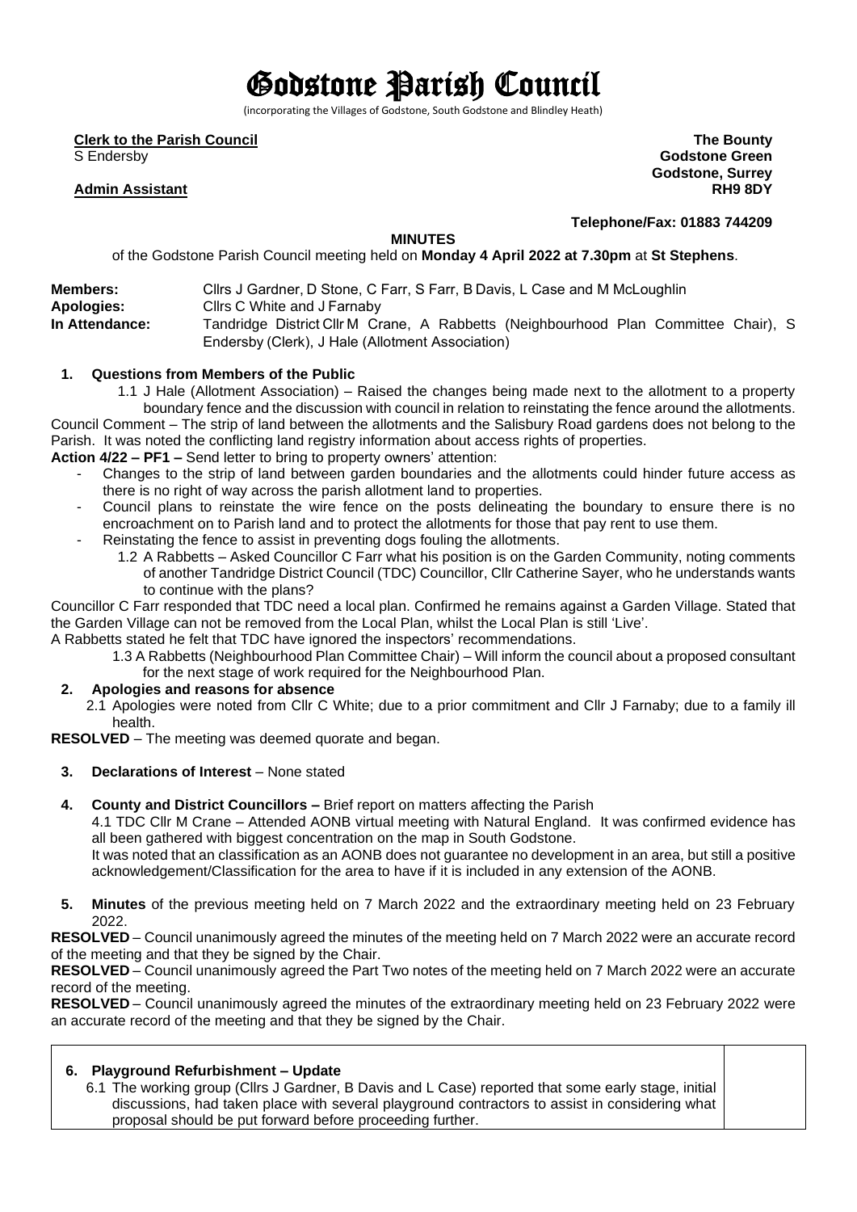# Godstone Parish Council

(incorporating the Villages of Godstone, South Godstone and Blindley Heath)

**Clerk to the Parish Council**
S Endersby

**Admin Assistant**

**The Bounty**
**Godstone Green**
**Godstone, Surrey**
**RH9 8DY**

**Telephone/Fax: 01883 744209**

**MINUTES**

of the Godstone Parish Council meeting held on **Monday 4 April 2022 at 7.30pm** at **St Stephens**.

**Members:** Cllrs J Gardner, D Stone, C Farr, S Farr, B Davis, L Case and M McLoughlin
**Apologies:** Cllrs C White and J Farnaby
**In Attendance:** Tandridge District Cllr M Crane, A Rabbetts (Neighbourhood Plan Committee Chair), S Endersby (Clerk), J Hale (Allotment Association)

**1. Questions from Members of the Public**

1.1 J Hale (Allotment Association) – Raised the changes being made next to the allotment to a property boundary fence and the discussion with council in relation to reinstating the fence around the allotments.

Council Comment – The strip of land between the allotments and the Salisbury Road gardens does not belong to the Parish. It was noted the conflicting land registry information about access rights of properties.

**Action 4/22 – PF1 –** Send letter to bring to property owners' attention:

- Changes to the strip of land between garden boundaries and the allotments could hinder future access as there is no right of way across the parish allotment land to properties.
- Council plans to reinstate the wire fence on the posts delineating the boundary to ensure there is no encroachment on to Parish land and to protect the allotments for those that pay rent to use them.
- Reinstating the fence to assist in preventing dogs fouling the allotments.

1.2 A Rabbetts – Asked Councillor C Farr what his position is on the Garden Community, noting comments of another Tandridge District Council (TDC) Councillor, Cllr Catherine Sayer, who he understands wants to continue with the plans?

Councillor C Farr responded that TDC need a local plan. Confirmed he remains against a Garden Village. Stated that the Garden Village can not be removed from the Local Plan, whilst the Local Plan is still 'Live'.

A Rabbetts stated he felt that TDC have ignored the inspectors' recommendations.

1.3 A Rabbetts (Neighbourhood Plan Committee Chair) – Will inform the council about a proposed consultant for the next stage of work required for the Neighbourhood Plan.

**2. Apologies and reasons for absence**

2.1 Apologies were noted from Cllr C White; due to a prior commitment and Cllr J Farnaby; due to a family ill health.

**RESOLVED** – The meeting was deemed quorate and began.

**3. Declarations of Interest** – None stated

**4. County and District Councillors –** Brief report on matters affecting the Parish

4.1 TDC Cllr M Crane – Attended AONB virtual meeting with Natural England. It was confirmed evidence has all been gathered with biggest concentration on the map in South Godstone.
It was noted that an classification as an AONB does not guarantee no development in an area, but still a positive acknowledgement/Classification for the area to have if it is included in any extension of the AONB.

**5. Minutes** of the previous meeting held on 7 March 2022 and the extraordinary meeting held on 23 February 2022.

**RESOLVED** – Council unanimously agreed the minutes of the meeting held on 7 March 2022 were an accurate record of the meeting and that they be signed by the Chair.

**RESOLVED** – Council unanimously agreed the Part Two notes of the meeting held on 7 March 2022 were an accurate record of the meeting.

**RESOLVED** – Council unanimously agreed the minutes of the extraordinary meeting held on 23 February 2022 were an accurate record of the meeting and that they be signed by the Chair.

**6. Playground Refurbishment – Update**

6.1 The working group (Cllrs J Gardner, B Davis and L Case) reported that some early stage, initial discussions, had taken place with several playground contractors to assist in considering what proposal should be put forward before proceeding further.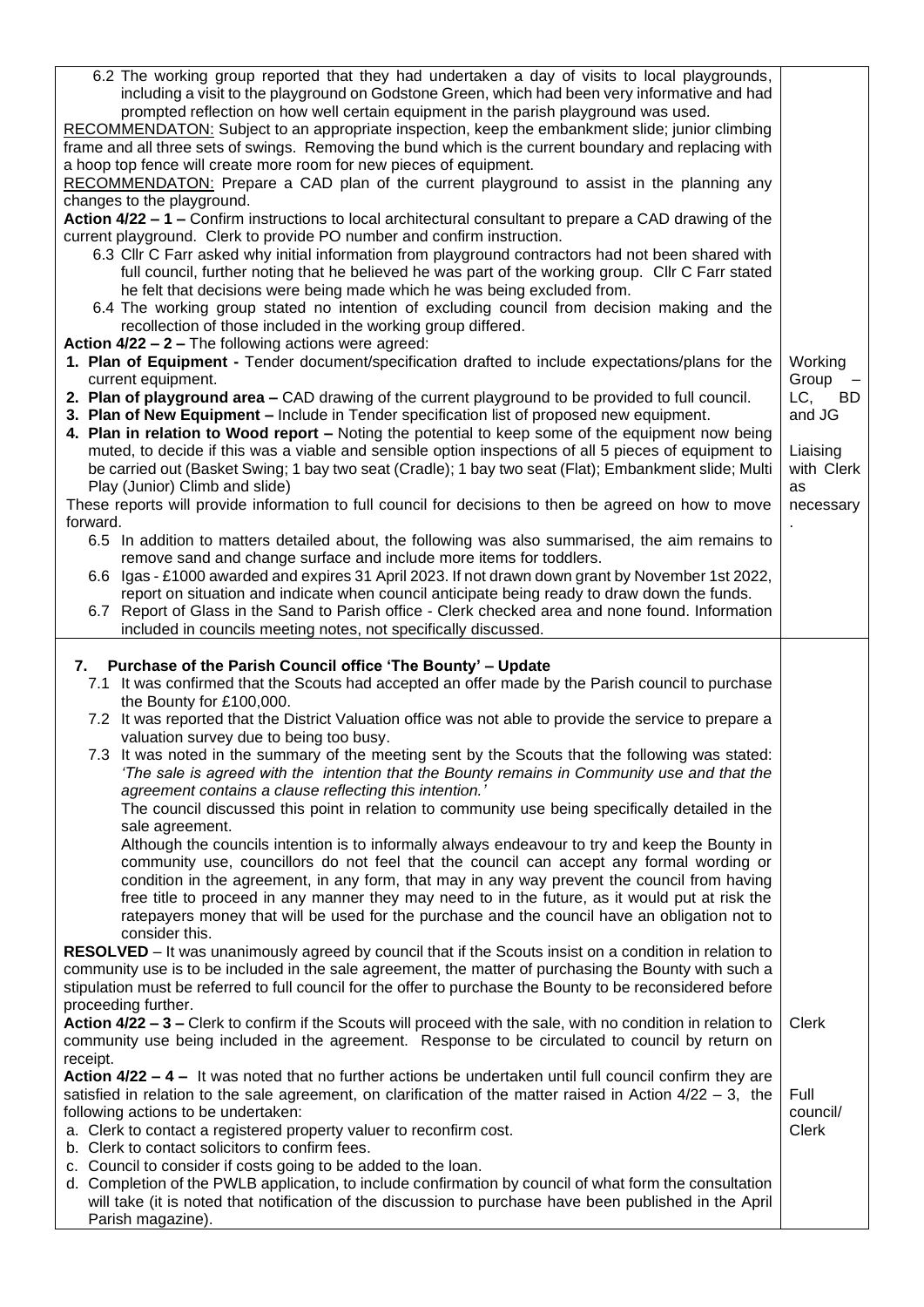| | |
|---|---|
| 6.2 The working group reported that they had undertaken a day of visits to local playgrounds, including a visit to the playground on Godstone Green, which had been very informative and had prompted reflection on how well certain equipment in the parish playground was used.<br>RECOMMENDATON: Subject to an appropriate inspection, keep the embankment slide; junior climbing frame and all three sets of swings. Removing the bund which is the current boundary and replacing with a hoop top fence will create more room for new pieces of equipment.<br>RECOMMENDATON: Prepare a CAD plan of the current playground to assist in the planning any changes to the playground.<br>**Action 4/22 – 1 –** Confirm instructions to local architectural consultant to prepare a CAD drawing of the current playground. Clerk to provide PO number and confirm instruction.<br>6.3 Cllr C Farr asked why initial information from playground contractors had not been shared with full council, further noting that he believed he was part of the working group. Cllr C Farr stated he felt that decisions were being made which he was being excluded from.<br>6.4 The working group stated no intention of excluding council from decision making and the recollection of those included in the working group differed.<br>**Action 4/22 – 2 –** The following actions were agreed:<br>1. **Plan of Equipment -** Tender document/specification drafted to include expectations/plans for the current equipment.<br>2. **Plan of playground area –** CAD drawing of the current playground to be provided to full council.<br>3. **Plan of New Equipment –** Include in Tender specification list of proposed new equipment.<br>4. **Plan in relation to Wood report –** Noting the potential to keep some of the equipment now being muted, to decide if this was a viable and sensible option inspections of all 5 pieces of equipment to be carried out (Basket Swing; 1 bay two seat (Cradle); 1 bay two seat (Flat); Embankment slide; Multi Play (Junior) Climb and slide)<br>These reports will provide information to full council for decisions to then be agreed on how to move forward.<br>6.5 In addition to matters detailed about, the following was also summarised, the aim remains to remove sand and change surface and include more items for toddlers.<br>6.6 Igas - £1000 awarded and expires 31 April 2023. If not drawn down grant by November 1st 2022, report on situation and indicate when council anticipate being ready to draw down the funds.<br>6.7 Report of Glass in the Sand to Parish office - Clerk checked area and none found. Information included in councils meeting notes, not specifically discussed. | Working Group – LC, BD and JG<br><br>Liaising with Clerk as necessary. |
| **7. Purchase of the Parish Council office 'The Bounty' – Update**<br>7.1 It was confirmed that the Scouts had accepted an offer made by the Parish council to purchase the Bounty for £100,000.<br>7.2 It was reported that the District Valuation office was not able to provide the service to prepare a valuation survey due to being too busy.<br>7.3 It was noted in the summary of the meeting sent by the Scouts that the following was stated: *'The sale is agreed with the intention that the Bounty remains in Community use and that the agreement contains a clause reflecting this intention.'*<br>The council discussed this point in relation to community use being specifically detailed in the sale agreement.<br>Although the councils intention is to informally always endeavour to try and keep the Bounty in community use, councillors do not feel that the council can accept any formal wording or condition in the agreement, in any form, that may in any way prevent the council from having free title to proceed in any manner they may need to in the future, as it would put at risk the ratepayers money that will be used for the purchase and the council have an obligation not to consider this.<br>**RESOLVED** – It was unanimously agreed by council that if the Scouts insist on a condition in relation to community use is to be included in the sale agreement, the matter of purchasing the Bounty with such a stipulation must be referred to full council for the offer to purchase the Bounty to be reconsidered before proceeding further.<br>**Action 4/22 – 3 –** Clerk to confirm if the Scouts will proceed with the sale, with no condition in relation to community use being included in the agreement. Response to be circulated to council by return on receipt.<br>**Action 4/22 – 4 –** It was noted that no further actions be undertaken until full council confirm they are satisfied in relation to the sale agreement, on clarification of the matter raised in Action 4/22 – 3, the following actions to be undertaken:<br>a. Clerk to contact a registered property valuer to reconfirm cost.<br>b. Clerk to contact solicitors to confirm fees.<br>c. Council to consider if costs going to be added to the loan.<br>d. Completion of the PWLB application, to include confirmation by council of what form the consultation will take (it is noted that notification of the discussion to purchase have been published in the April Parish magazine). | Clerk<br><br>Full council/ Clerk |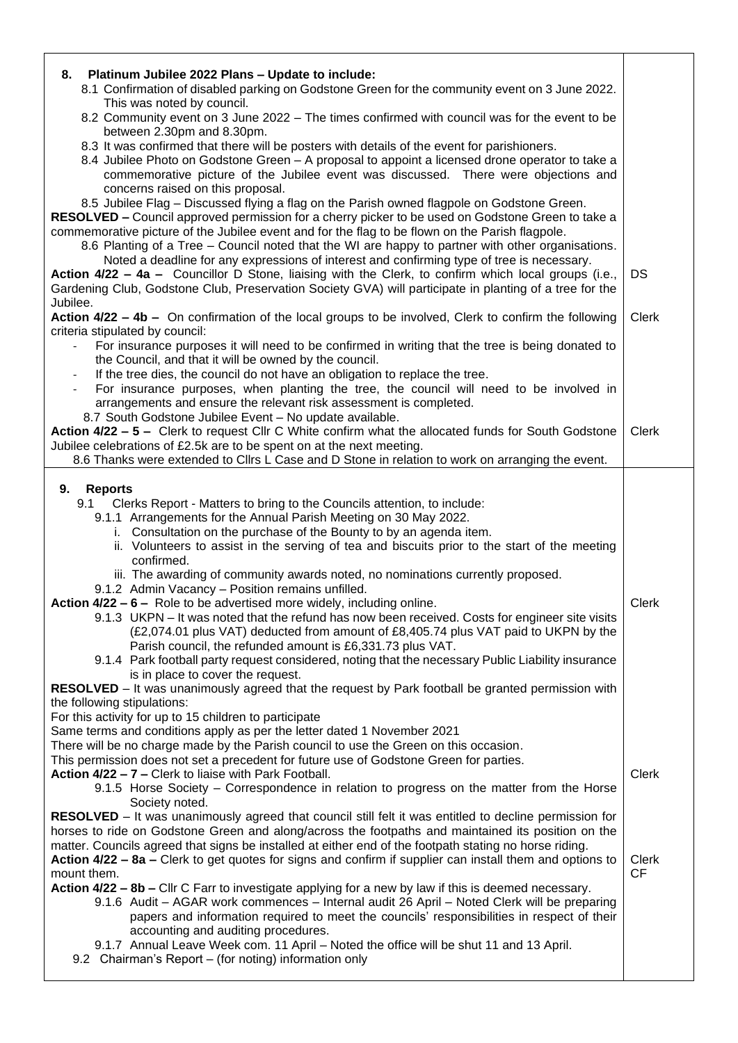| | |
|---|---|
| **8. Platinum Jubilee 2022 Plans – Update to include:**<br>8.1 Confirmation of disabled parking on Godstone Green for the community event on 3 June 2022. This was noted by council.<br>8.2 Community event on 3 June 2022 – The times confirmed with council was for the event to be between 2.30pm and 8.30pm.<br>8.3 It was confirmed that there will be posters with details of the event for parishioners.<br>8.4 Jubilee Photo on Godstone Green – A proposal to appoint a licensed drone operator to take a commemorative picture of the Jubilee event was discussed. There were objections and concerns raised on this proposal.<br>8.5 Jubilee Flag – Discussed flying a flag on the Parish owned flagpole on Godstone Green.<br>**RESOLVED –** Council approved permission for a cherry picker to be used on Godstone Green to take a commemorative picture of the Jubilee event and for the flag to be flown on the Parish flagpole.<br>8.6 Planting of a Tree – Council noted that the WI are happy to partner with other organisations. Noted a deadline for any expressions of interest and confirming type of tree is necessary. | |
| **Action 4/22 – 4a –** Councillor D Stone, liaising with the Clerk, to confirm which local groups (i.e., Gardening Club, Godstone Club, Preservation Society GVA) will participate in planting of a tree for the Jubilee. | DS |
| **Action 4/22 – 4b –** On confirmation of the local groups to be involved, Clerk to confirm the following criteria stipulated by council:<br>- For insurance purposes it will need to be confirmed in writing that the tree is being donated to the Council, and that it will be owned by the council.<br>- If the tree dies, the council do not have an obligation to replace the tree.<br>- For insurance purposes, when planting the tree, the council will need to be involved in arrangements and ensure the relevant risk assessment is completed.<br>8.7 South Godstone Jubilee Event – No update available. | Clerk |
| **Action 4/22 – 5 –** Clerk to request Cllr C White confirm what the allocated funds for South Godstone Jubilee celebrations of £2.5k are to be spent on at the next meeting.<br>8.6 Thanks were extended to Cllrs L Case and D Stone in relation to work on arranging the event. | Clerk |
| **9. Reports**<br>9.1 Clerks Report - Matters to bring to the Councils attention, to include:<br>9.1.1 Arrangements for the Annual Parish Meeting on 30 May 2022.<br>i. Consultation on the purchase of the Bounty to by an agenda item.<br>ii. Volunteers to assist in the serving of tea and biscuits prior to the start of the meeting confirmed.<br>iii. The awarding of community awards noted, no nominations currently proposed.<br>9.1.2 Admin Vacancy – Position remains unfilled. | |
| **Action 4/22 – 6 –** Role to be advertised more widely, including online.<br>9.1.3 UKPN – It was noted that the refund has now been received. Costs for engineer site visits (£2,074.01 plus VAT) deducted from amount of £8,405.74 plus VAT paid to UKPN by the Parish council, the refunded amount is £6,331.73 plus VAT.<br>9.1.4 Park football party request considered, noting that the necessary Public Liability insurance is in place to cover the request.<br>**RESOLVED** – It was unanimously agreed that the request by Park football be granted permission with the following stipulations:<br>For this activity for up to 15 children to participate<br>Same terms and conditions apply as per the letter dated 1 November 2021<br>There will be no charge made by the Parish council to use the Green on this occasion.<br>This permission does not set a precedent for future use of Godstone Green for parties. | Clerk |
| **Action 4/22 – 7 –** Clerk to liaise with Park Football.<br>9.1.5 Horse Society – Correspondence in relation to progress on the matter from the Horse Society noted.<br>**RESOLVED** – It was unanimously agreed that council still felt it was entitled to decline permission for horses to ride on Godstone Green and along/across the footpaths and maintained its position on the matter. Councils agreed that signs be installed at either end of the footpath stating no horse riding. | Clerk |
| **Action 4/22 – 8a –** Clerk to get quotes for signs and confirm if supplier can install them and options to mount them.<br>**Action 4/22 – 8b –** Cllr C Farr to investigate applying for a new by law if this is deemed necessary.<br>9.1.6 Audit – AGAR work commences – Internal audit 26 April – Noted Clerk will be preparing papers and information required to meet the councils' responsibilities in respect of their accounting and auditing procedures.<br>9.1.7 Annual Leave Week com. 11 April – Noted the office will be shut 11 and 13 April.<br>9.2 Chairman's Report – (for noting) information only | Clerk<br>CF |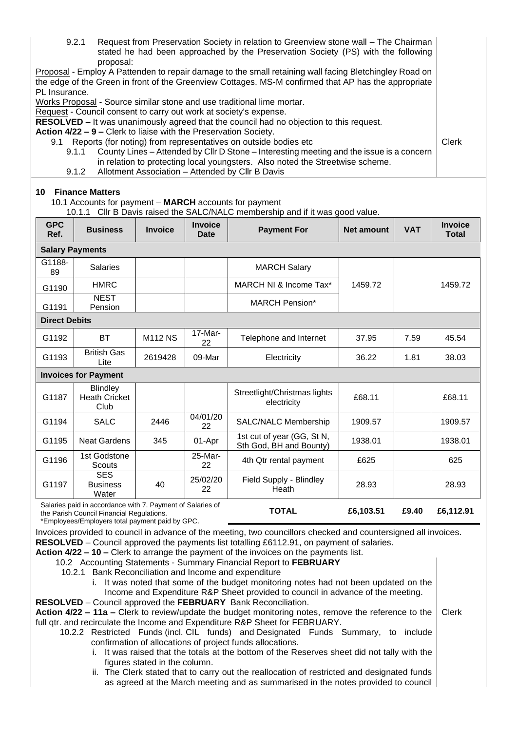9.2.1 Request from Preservation Society in relation to Greenview stone wall – The Chairman stated he had been approached by the Preservation Society (PS) with the following proposal:

Proposal - Employ A Pattenden to repair damage to the small retaining wall facing Bletchingley Road on the edge of the Green in front of the Greenview Cottages. MS-M confirmed that AP has the appropriate PL Insurance.

Works Proposal - Source similar stone and use traditional lime mortar.

Request - Council consent to carry out work at society's expense.

**RESOLVED** – It was unanimously agreed that the council had no objection to this request.

**Action 4/22 – 9 –** Clerk to liaise with the Preservation Society. — Clerk

9.1 Reports (for noting) from representatives on outside bodies etc

9.1.1 County Lines – Attended by Cllr D Stone – Interesting meeting and the issue is a concern in relation to protecting local youngsters. Also noted the Streetwise scheme.

9.1.2 Allotment Association – Attended by Cllr B Davis

## 10 Finance Matters

10.1 Accounts for payment – **MARCH** accounts for payment

10.1.1 Cllr B Davis raised the SALC/NALC membership and if it was good value.

| GPC Ref. | Business | Invoice | Invoice Date | Payment For | Net amount | VAT | Invoice Total |
|---|---|---|---|---|---|---|---|
| **Salary Payments** | | | | | | | |
| G1188-89 | Salaries | | | MARCH Salary | | | |
| G1190 | HMRC | | | MARCH NI & Income Tax* | 1459.72 | | 1459.72 |
| G1191 | NEST Pension | | | MARCH Pension* | | | |
| **Direct Debits** | | | | | | | |
| G1192 | BT | M112 NS | 17-Mar-22 | Telephone and Internet | 37.95 | 7.59 | 45.54 |
| G1193 | British Gas Lite | 2619428 | 09-Mar | Electricity | 36.22 | 1.81 | 38.03 |
| **Invoices for Payment** | | | | | | | |
| G1187 | Blindley Heath Cricket Club | | | Streetlight/Christmas lights electricity | £68.11 | | £68.11 |
| G1194 | SALC | 2446 | 04/01/2022 | SALC/NALC Membership | 1909.57 | | 1909.57 |
| G1195 | Neat Gardens | 345 | 01-Apr | 1st cut of year (GG, St N, Sth God, BH and Bounty) | 1938.01 | | 1938.01 |
| G1196 | 1st Godstone Scouts | | 25-Mar-22 | 4th Qtr rental payment | £625 | | 625 |
| G1197 | SES Business Water | 40 | 25/02/2022 | Field Supply - Blindley Heath | 28.93 | | 28.93 |
| | | | | **TOTAL** | **£6,103.51** | **£9.40** | **£6,112.91** |

Salaries paid in accordance with 7. Payment of Salaries of the Parish Council Financial Regulations.
*Employees/Employers total payment paid by GPC.

Invoices provided to council in advance of the meeting, two councillors checked and countersigned all invoices.

**RESOLVED** – Council approved the payments list totalling £6112.91, on payment of salaries.

**Action 4/22 – 10 –** Clerk to arrange the payment of the invoices on the payments list.

10.2 Accounting Statements - Summary Financial Report to **FEBRUARY**

10.2.1 Bank Reconciliation and Income and expenditure

i. It was noted that some of the budget monitoring notes had not been updated on the Income and Expenditure R&P Sheet provided to council in advance of the meeting.

**RESOLVED** – Council approved the **FEBRUARY** Bank Reconciliation.

**Action 4/22 – 11a –** Clerk to review/update the budget monitoring notes, remove the reference to the full qtr. and recirculate the Income and Expenditure R&P Sheet for FEBRUARY. — Clerk

10.2.2 Restricted Funds (incl. CIL funds) and Designated Funds Summary, to include confirmation of allocations of project funds allocations.

i. It was raised that the totals at the bottom of the Reserves sheet did not tally with the figures stated in the column.

ii. The Clerk stated that to carry out the reallocation of restricted and designated funds as agreed at the March meeting and as summarised in the notes provided to council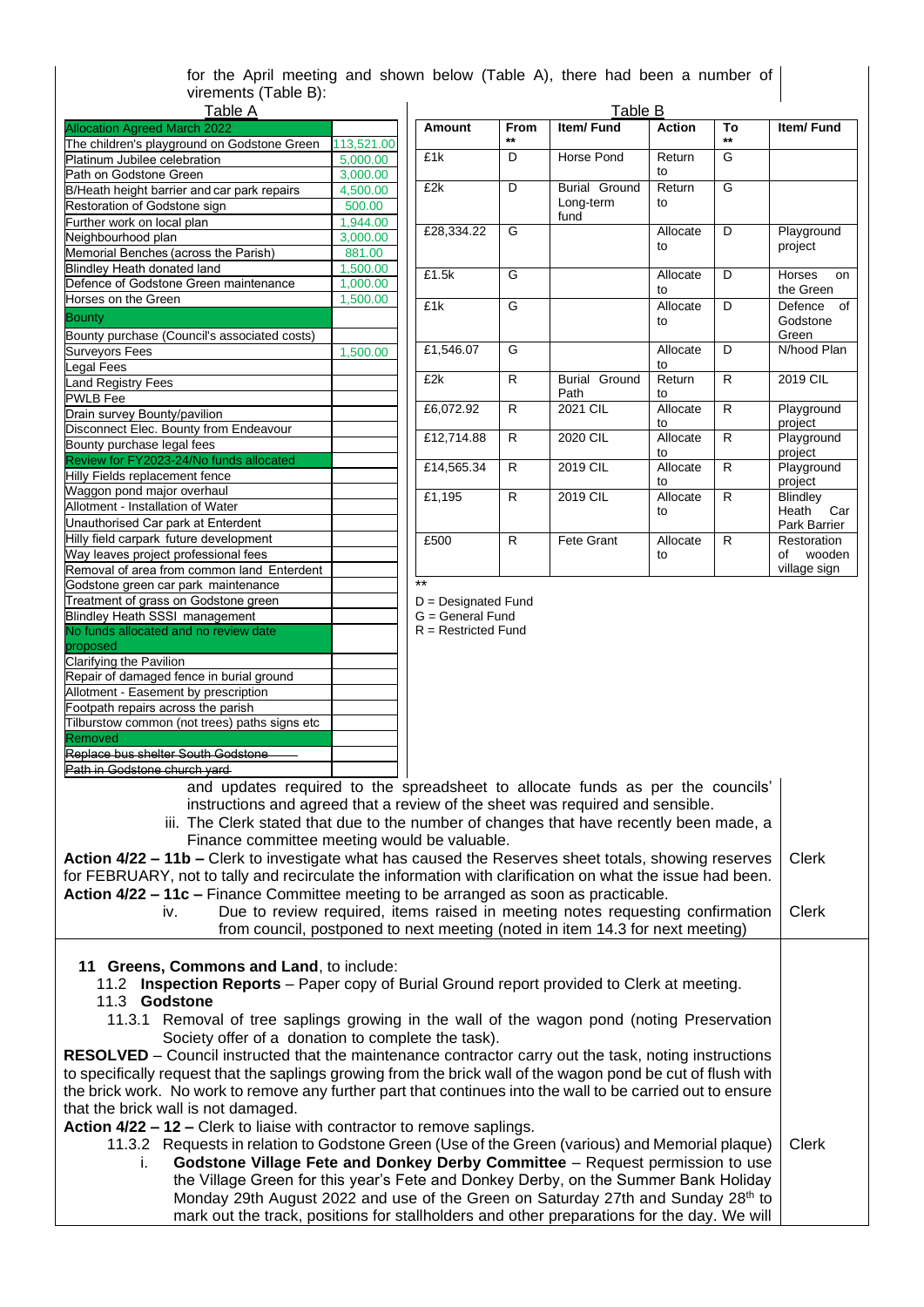for the April meeting and shown below (Table A), there had been a number of virements (Table B):

Table A

| Allocation Agreed March 2022 | |
|---|---|
| The children's playground on Godstone Green | 113,521.00 |
| Platinum Jubilee celebration | 5,000.00 |
| Path on Godstone Green | 3,000.00 |
| B/Heath height barrier and car park repairs | 4,500.00 |
| Restoration of Godstone sign | 500.00 |
| Further work on local plan | 1,944.00 |
| Neighbourhood plan | 3,000.00 |
| Memorial Benches (across the Parish) | 881.00 |
| Blindley Heath donated land | 1,500.00 |
| Defence of Godstone Green maintenance | 1,000.00 |
| Horses on the Green | 1,500.00 |
| Bounty | |
| Bounty purchase (Council's associated costs) | |
| Surveyors Fees | 1,500.00 |
| Legal Fees | |
| Land Registry Fees | |
| PWLB Fee | |
| Drain survey Bounty/pavilion | |
| Disconnect Elec. Bounty from Endeavour | |
| Bounty purchase legal fees | |
| Review for FY2023-24/No funds allocated | |
| Hilly Fields replacement fence | |
| Waggon pond major overhaul | |
| Allotment - Installation of Water | |
| Unauthorised Car park at Enterdent | |
| Hilly field carpark future development | |
| Way leaves project professional fees | |
| Removal of area from common land Enterdent | |
| Godstone green car park maintenance | |
| Treatment of grass on Godstone green | |
| Blindley Heath SSSI management | |
| No funds allocated and no review date proposed | |
| Clarifying the Pavilion | |
| Repair of damaged fence in burial ground | |
| Allotment - Easement by prescription | |
| Footpath repairs across the parish | |
| Tilburstow common (not trees) paths signs etc | |
| Removed | |
| ~~Replace bus shelter South Godstone~~ | |
| ~~Path in Godstone church yard~~ | |

Table B

| Amount | From ** | Item/ Fund | Action | To ** | Item/ Fund |
|---|---|---|---|---|---|
| £1k | D | Horse Pond | Return to | G | |
| £2k | D | Burial Ground Long-term fund | Return to | G | |
| £28,334.22 | G | | Allocate to | D | Playground project |
| £1.5k | G | | Allocate to | D | Horses on the Green |
| £1k | G | | Allocate to | D | Defence of Godstone Green |
| £1,546.07 | G | | Allocate to | D | N/hood Plan |
| £2k | R | Burial Ground Path | Return to | R | 2019 CIL |
| £6,072.92 | R | 2021 CIL | Allocate to | R | Playground project |
| £12,714.88 | R | 2020 CIL | Allocate to | R | Playground project |
| £14,565.34 | R | 2019 CIL | Allocate to | R | Playground project |
| £1,195 | R | 2019 CIL | Allocate to | R | Blindley Heath Car Park Barrier |
| £500 | R | Fete Grant | Allocate to | R | Restoration of wooden village sign |

**

D = Designated Fund
G = General Fund
R = Restricted Fund

and updates required to the spreadsheet to allocate funds as per the councils' instructions and agreed that a review of the sheet was required and sensible.

iii. The Clerk stated that due to the number of changes that have recently been made, a Finance committee meeting would be valuable.

**Action 4/22 – 11b –** Clerk to investigate what has caused the Reserves sheet totals, showing reserves for FEBRUARY, not to tally and recirculate the information with clarification on what the issue had been. — Clerk

**Action 4/22 – 11c –** Finance Committee meeting to be arranged as soon as practicable.

iv. Due to review required, items raised in meeting notes requesting confirmation from council, postponed to next meeting (noted in item 14.3 for next meeting) — Clerk

**11 Greens, Commons and Land**, to include:

11.2 **Inspection Reports** – Paper copy of Burial Ground report provided to Clerk at meeting.

11.3 **Godstone**

11.3.1 Removal of tree saplings growing in the wall of the wagon pond (noting Preservation Society offer of a donation to complete the task).

**RESOLVED** – Council instructed that the maintenance contractor carry out the task, noting instructions to specifically request that the saplings growing from the brick wall of the wagon pond be cut of flush with the brick work. No work to remove any further part that continues into the wall to be carried out to ensure that the brick wall is not damaged.

**Action 4/22 – 12 –** Clerk to liaise with contractor to remove saplings. — Clerk

11.3.2 Requests in relation to Godstone Green (Use of the Green (various) and Memorial plaque)

i. **Godstone Village Fete and Donkey Derby Committee** – Request permission to use the Village Green for this year's Fete and Donkey Derby, on the Summer Bank Holiday Monday 29th August 2022 and use of the Green on Saturday 27th and Sunday 28th to mark out the track, positions for stallholders and other preparations for the day. We will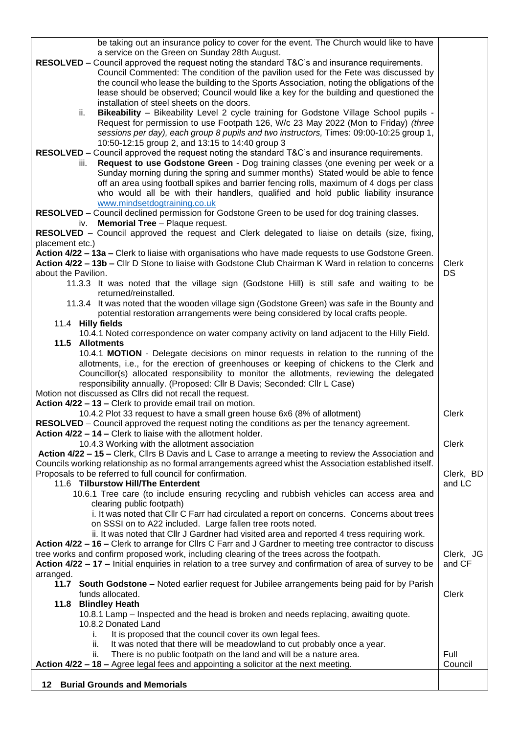| | |
|---|---|
| be taking out an insurance policy to cover for the event. The Church would like to have a service on the Green on Sunday 28th August. | |
| **RESOLVED** – Council approved the request noting the standard T&C's and insurance requirements. Council Commented: The condition of the pavilion used for the Fete was discussed by the council who lease the building to the Sports Association, noting the obligations of the lease should be observed; Council would like a key for the building and questioned the installation of steel sheets on the doors. | |
| ii. **Bikeability** – Bikeability Level 2 cycle training for Godstone Village School pupils - Request for permission to use Footpath 126, W/c 23 May 2022 (Mon to Friday) *(three sessions per day), each group 8 pupils and two instructors,* Times: 09:00-10:25 group 1, 10:50-12:15 group 2, and 13:15 to 14:40 group 3 | |
| **RESOLVED** – Council approved the request noting the standard T&C's and insurance requirements. | |
| iii. **Request to use Godstone Green** - Dog training classes (one evening per week or a Sunday morning during the spring and summer months) Stated would be able to fence off an area using football spikes and barrier fencing rolls, maximum of 4 dogs per class who would all be with their handlers, qualified and hold public liability insurance www.mindsetdogtraining.co.uk | |
| **RESOLVED** – Council declined permission for Godstone Green to be used for dog training classes. | |
| iv. **Memorial Tree** – Plaque request. | |
| **RESOLVED** – Council approved the request and Clerk delegated to liaise on details (size, fixing, placement etc.) | |
| **Action 4/22 – 13a –** Clerk to liaise with organisations who have made requests to use Godstone Green. | Clerk |
| **Action 4/22 – 13b –** Cllr D Stone to liaise with Godstone Club Chairman K Ward in relation to concerns about the Pavilion. | DS |
| 11.3.3 It was noted that the village sign (Godstone Hill) is still safe and waiting to be returned/reinstalled. | |
| 11.3.4 It was noted that the wooden village sign (Godstone Green) was safe in the Bounty and potential restoration arrangements were being considered by local crafts people. | |
| 11.4 **Hilly fields** | |
| 10.4.1 Noted correspondence on water company activity on land adjacent to the Hilly Field. | |
| **11.5 Allotments** | |
| 10.4.1 **MOTION** - Delegate decisions on minor requests in relation to the running of the allotments, i.e., for the erection of greenhouses or keeping of chickens to the Clerk and Councillor(s) allocated responsibility to monitor the allotments, reviewing the delegated responsibility annually. (Proposed: Cllr B Davis; Seconded: Cllr L Case) | |
| Motion not discussed as Cllrs did not recall the request. | |
| **Action 4/22 – 13 –** Clerk to provide email trail on motion. | Clerk |
| 10.4.2 Plot 33 request to have a small green house 6x6 (8% of allotment) | |
| **RESOLVED** – Council approved the request noting the conditions as per the tenancy agreement. | |
| **Action 4/22 – 14 –** Clerk to liaise with the allotment holder. | Clerk |
| 10.4.3 Working with the allotment association | |
| **Action 4/22 – 15 –** Clerk, Cllrs B Davis and L Case to arrange a meeting to review the Association and Councils working relationship as no formal arrangements agreed whist the Association established itself. Proposals to be referred to full council for confirmation. | Clerk, BD and LC |
| 11.6 **Tilburstow Hill/The Enterdent** | |
| 10.6.1 Tree care (to include ensuring recycling and rubbish vehicles can access area and clearing public footpath) | |
| i. It was noted that Cllr C Farr had circulated a report on concerns. Concerns about trees on SSSI on to A22 included. Large fallen tree roots noted. | |
| ii. It was noted that Cllr J Gardner had visited area and reported 4 tress requiring work. | |
| **Action 4/22 – 16 –** Clerk to arrange for Cllrs C Farr and J Gardner to meeting tree contractor to discuss tree works and confirm proposed work, including clearing of the trees across the footpath. | Clerk, JG and CF |
| **Action 4/22 – 17 –** Initial enquiries in relation to a tree survey and confirmation of area of survey to be arranged. | |
| **11.7 South Godstone –** Noted earlier request for Jubilee arrangements being paid for by Parish funds allocated. | Clerk |
| **11.8 Blindley Heath** | |
| 10.8.1 Lamp – Inspected and the head is broken and needs replacing, awaiting quote. | |
| 10.8.2 Donated Land | |
| i. It is proposed that the council cover its own legal fees. | |
| ii. It was noted that there will be meadowland to cut probably once a year. | |
| ii. There is no public footpath on the land and will be a nature area. | |
| **Action 4/22 – 18 –** Agree legal fees and appointing a solicitor at the next meeting. | Full Council |
| **12 Burial Grounds and Memorials** | |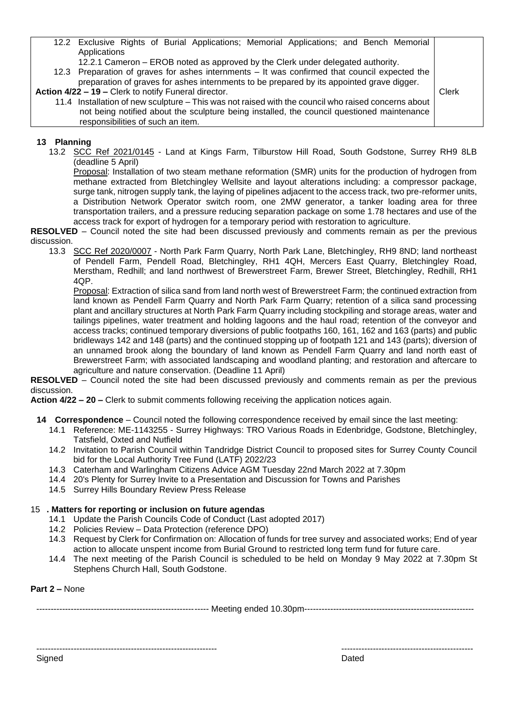| | |
|---|---|
| 12.2 Exclusive Rights of Burial Applications; Memorial Applications; and Bench Memorial Applications<br>12.2.1 Cameron – EROB noted as approved by the Clerk under delegated authority.<br>12.3 Preparation of graves for ashes internments – It was confirmed that council expected the preparation of graves for ashes internments to be prepared by its appointed grave digger.<br>**Action 4/22 – 19 –** Clerk to notify Funeral director.<br>11.4 Installation of new sculpture – This was not raised with the council who raised concerns about not being notified about the sculpture being installed, the council questioned maintenance responsibilities of such an item. | Clerk |

**13 Planning**

13.2 SCC Ref 2021/0145 - Land at Kings Farm, Tilburstow Hill Road, South Godstone, Surrey RH9 8LB (deadline 5 April)

Proposal: Installation of two steam methane reformation (SMR) units for the production of hydrogen from methane extracted from Bletchingley Wellsite and layout alterations including: a compressor package, surge tank, nitrogen supply tank, the laying of pipelines adjacent to the access track, two pre-reformer units, a Distribution Network Operator switch room, one 2MW generator, a tanker loading area for three transportation trailers, and a pressure reducing separation package on some 1.78 hectares and use of the access track for export of hydrogen for a temporary period with restoration to agriculture.

**RESOLVED** – Council noted the site had been discussed previously and comments remain as per the previous discussion.

13.3 SCC Ref 2020/0007 - North Park Farm Quarry, North Park Lane, Bletchingley, RH9 8ND; land northeast of Pendell Farm, Pendell Road, Bletchingley, RH1 4QH, Mercers East Quarry, Bletchingley Road, Merstham, Redhill; and land northwest of Brewerstreet Farm, Brewer Street, Bletchingley, Redhill, RH1 4QP.

Proposal: Extraction of silica sand from land north west of Brewerstreet Farm; the continued extraction from land known as Pendell Farm Quarry and North Park Farm Quarry; retention of a silica sand processing plant and ancillary structures at North Park Farm Quarry including stockpiling and storage areas, water and tailings pipelines, water treatment and holding lagoons and the haul road; retention of the conveyor and access tracks; continued temporary diversions of public footpaths 160, 161, 162 and 163 (parts) and public bridleways 142 and 148 (parts) and the continued stopping up of footpath 121 and 143 (parts); diversion of an unnamed brook along the boundary of land known as Pendell Farm Quarry and land north east of Brewerstreet Farm; with associated landscaping and woodland planting; and restoration and aftercare to agriculture and nature conservation. (Deadline 11 April)

**RESOLVED** – Council noted the site had been discussed previously and comments remain as per the previous discussion.

**Action 4/22 – 20 –** Clerk to submit comments following receiving the application notices again.

**14 Correspondence** – Council noted the following correspondence received by email since the last meeting:

14.1 Reference: ME-1143255 - Surrey Highways: TRO Various Roads in Edenbridge, Godstone, Bletchingley, Tatsfield, Oxted and Nutfield

14.2 Invitation to Parish Council within Tandridge District Council to proposed sites for Surrey County Council bid for the Local Authority Tree Fund (LATF) 2022/23

14.3 Caterham and Warlingham Citizens Advice AGM Tuesday 22nd March 2022 at 7.30pm

14.4 20's Plenty for Surrey Invite to a Presentation and Discussion for Towns and Parishes

14.5 Surrey Hills Boundary Review Press Release

**15 . Matters for reporting or inclusion on future agendas**

14.1 Update the Parish Councils Code of Conduct (Last adopted 2017)

14.2 Policies Review – Data Protection (reference DPO)

14.3 Request by Clerk for Confirmation on: Allocation of funds for tree survey and associated works; End of year action to allocate unspent income from Burial Ground to restricted long term fund for future care.

14.4 The next meeting of the Parish Council is scheduled to be held on Monday 9 May 2022 at 7.30pm St Stephens Church Hall, South Godstone.

**Part 2 –** None

------------------------------------------------------------ Meeting ended 10.30pm------------------------------------------------------------

--------------------------------------------------------------- ----------------------------------------------

Signed Dated